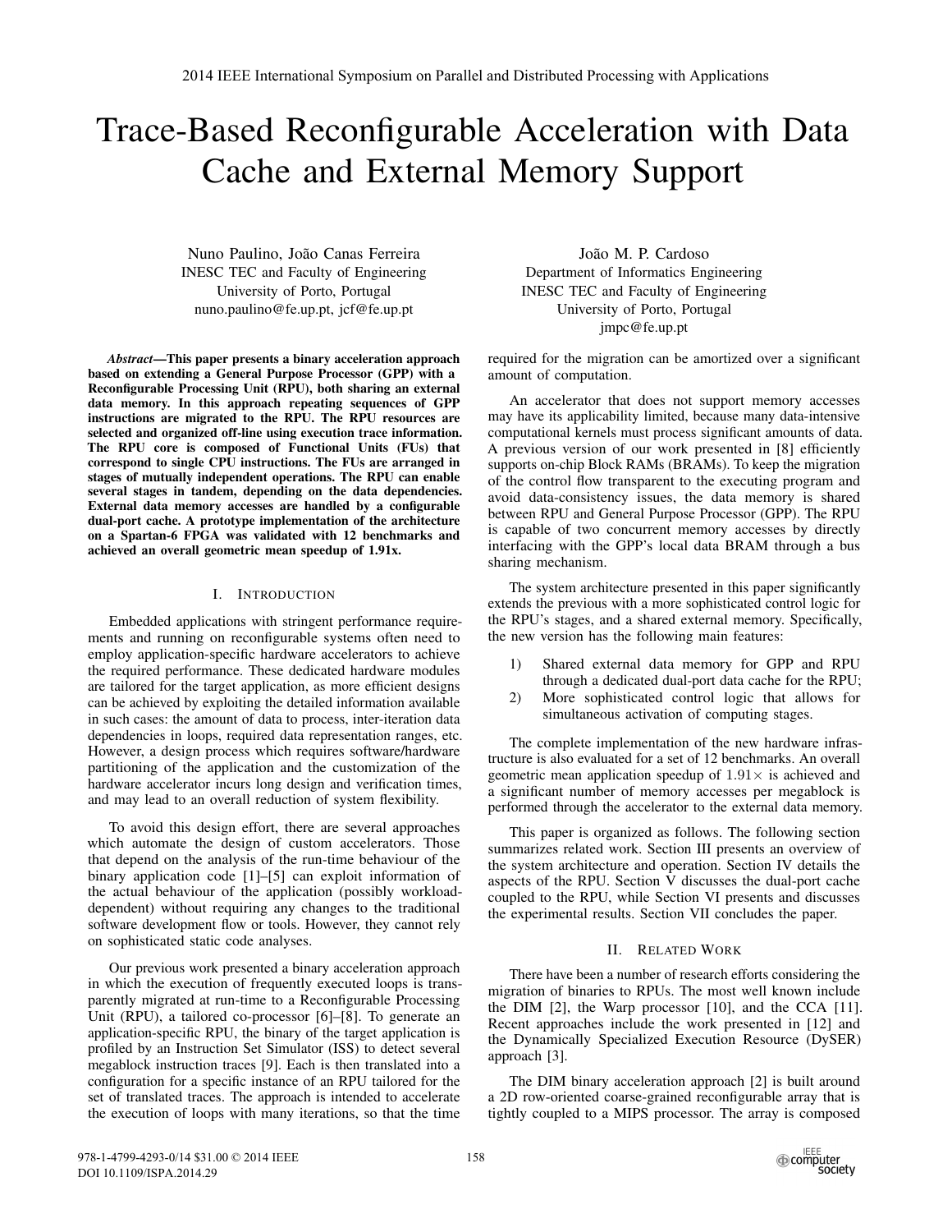# Trace-Based Reconfigurable Acceleration with Data Cache and External Memory Support

Nuno Paulino, João Canas Ferreira
INESC TEC and Faculty of Engineering
University of Porto, Portugal
nuno.paulino@fe.up.pt, jcf@fe.up.pt

João M. P. Cardoso
Department of Informatics Engineering
INESC TEC and Faculty of Engineering
University of Porto, Portugal
jmpc@fe.up.pt

***Abstract*—This paper presents a binary acceleration approach based on extending a General Purpose Processor (GPP) with a Reconfigurable Processing Unit (RPU), both sharing an external data memory. In this approach repeating sequences of GPP instructions are migrated to the RPU. The RPU resources are selected and organized off-line using execution trace information. The RPU core is composed of Functional Units (FUs) that correspond to single CPU instructions. The FUs are arranged in stages of mutually independent operations. The RPU can enable several stages in tandem, depending on the data dependencies. External data memory accesses are handled by a configurable dual-port cache. A prototype implementation of the architecture on a Spartan-6 FPGA was validated with 12 benchmarks and achieved an overall geometric mean speedup of 1.91x.**

## I. Introduction

Embedded applications with stringent performance requirements and running on reconfigurable systems often need to employ application-specific hardware accelerators to achieve the required performance. These dedicated hardware modules are tailored for the target application, as more efficient designs can be achieved by exploiting the detailed information available in such cases: the amount of data to process, inter-iteration data dependencies in loops, required data representation ranges, etc. However, a design process which requires software/hardware partitioning of the application and the customization of the hardware accelerator incurs long design and verification times, and may lead to an overall reduction of system flexibility.

To avoid this design effort, there are several approaches which automate the design of custom accelerators. Those that depend on the analysis of the run-time behaviour of the binary application code [1]–[5] can exploit information of the actual behaviour of the application (possibly workload-dependent) without requiring any changes to the traditional software development flow or tools. However, they cannot rely on sophisticated static code analyses.

Our previous work presented a binary acceleration approach in which the execution of frequently executed loops is transparently migrated at run-time to a Reconfigurable Processing Unit (RPU), a tailored co-processor [6]–[8]. To generate an application-specific RPU, the binary of the target application is profiled by an Instruction Set Simulator (ISS) to detect several megablock instruction traces [9]. Each is then translated into a configuration for a specific instance of an RPU tailored for the set of translated traces. The approach is intended to accelerate the execution of loops with many iterations, so that the time required for the migration can be amortized over a significant amount of computation.

An accelerator that does not support memory accesses may have its applicability limited, because many data-intensive computational kernels must process significant amounts of data. A previous version of our work presented in [8] efficiently supports on-chip Block RAMs (BRAMs). To keep the migration of the control flow transparent to the executing program and avoid data-consistency issues, the data memory is shared between RPU and General Purpose Processor (GPP). The RPU is capable of two concurrent memory accesses by directly interfacing with the GPP's local data BRAM through a bus sharing mechanism.

The system architecture presented in this paper significantly extends the previous with a more sophisticated control logic for the RPU's stages, and a shared external memory. Specifically, the new version has the following main features:

1) Shared external data memory for GPP and RPU through a dedicated dual-port data cache for the RPU;
2) More sophisticated control logic that allows for simultaneous activation of computing stages.

The complete implementation of the new hardware infrastructure is also evaluated for a set of 12 benchmarks. An overall geometric mean application speedup of $1.91\times$ is achieved and a significant number of memory accesses per megablock is performed through the accelerator to the external data memory.

This paper is organized as follows. The following section summarizes related work. Section III presents an overview of the system architecture and operation. Section IV details the aspects of the RPU. Section V discusses the dual-port cache coupled to the RPU, while Section VI presents and discusses the experimental results. Section VII concludes the paper.

## II. Related Work

There have been a number of research efforts considering the migration of binaries to RPUs. The most well known include the DIM [2], the Warp processor [10], and the CCA [11]. Recent approaches include the work presented in [12] and the Dynamically Specialized Execution Resource (DySER) approach [3].

The DIM binary acceleration approach [2] is built around a 2D row-oriented coarse-grained reconfigurable array that is tightly coupled to a MIPS processor. The array is composed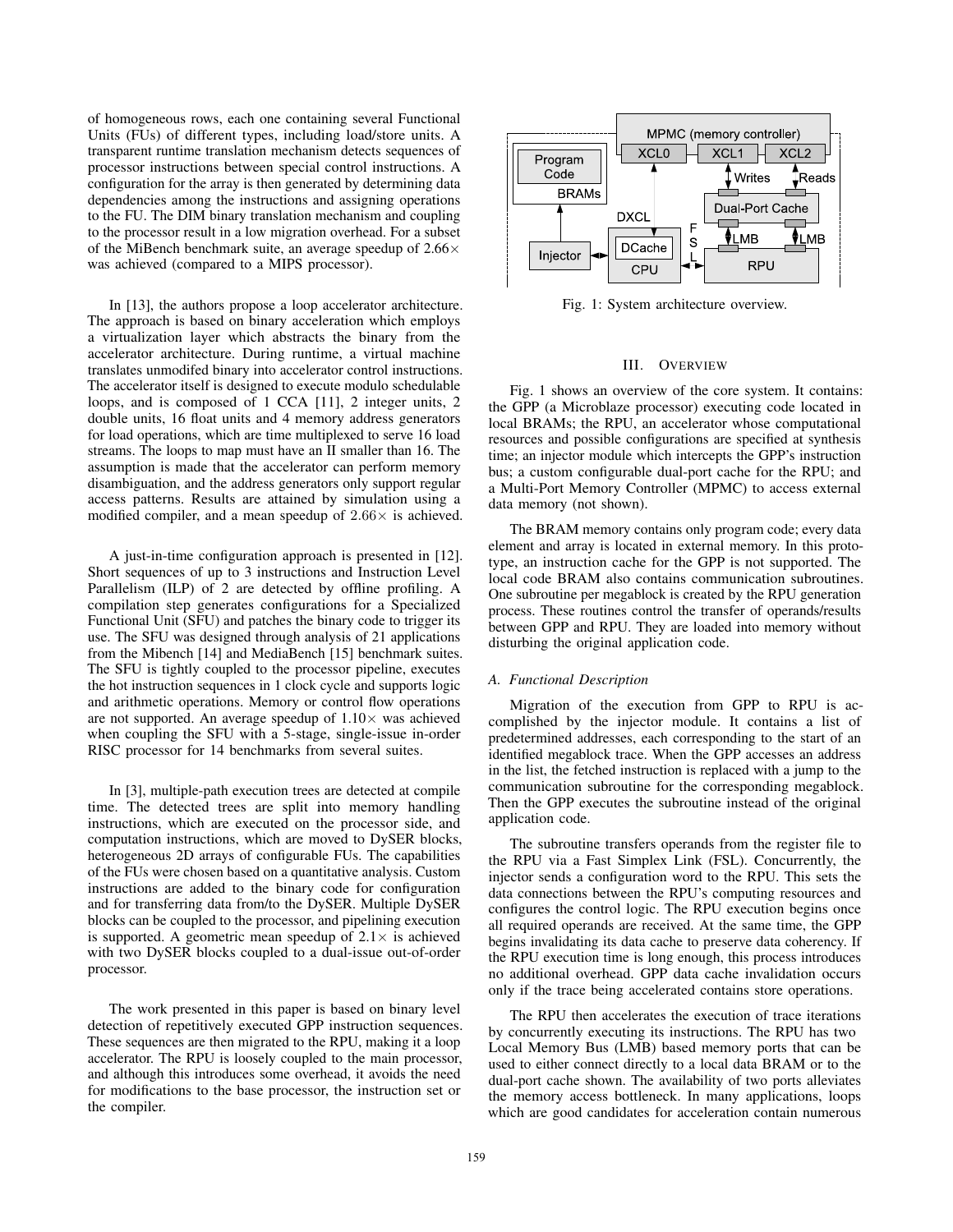of homogeneous rows, each one containing several Functional Units (FUs) of different types, including load/store units. A transparent runtime translation mechanism detects sequences of processor instructions between special control instructions. A configuration for the array is then generated by determining data dependencies among the instructions and assigning operations to the FU. The DIM binary translation mechanism and coupling to the processor result in a low migration overhead. For a subset of the MiBench benchmark suite, an average speedup of 2.66× was achieved (compared to a MIPS processor).

In [13], the authors propose a loop accelerator architecture. The approach is based on binary acceleration which employs a virtualization layer which abstracts the binary from the accelerator architecture. During runtime, a virtual machine translates unmodifed binary into accelerator control instructions. The accelerator itself is designed to execute modulo schedulable loops, and is composed of 1 CCA [11], 2 integer units, 2 double units, 16 float units and 4 memory address generators for load operations, which are time multiplexed to serve 16 load streams. The loops to map must have an II smaller than 16. The assumption is made that the accelerator can perform memory disambiguation, and the address generators only support regular access patterns. Results are attained by simulation using a modified compiler, and a mean speedup of 2.66× is achieved.

A just-in-time configuration approach is presented in [12]. Short sequences of up to 3 instructions and Instruction Level Parallelism (ILP) of 2 are detected by offline profiling. A compilation step generates configurations for a Specialized Functional Unit (SFU) and patches the binary code to trigger its use. The SFU was designed through analysis of 21 applications from the Mibench [14] and MediaBench [15] benchmark suites. The SFU is tightly coupled to the processor pipeline, executes the hot instruction sequences in 1 clock cycle and supports logic and arithmetic operations. Memory or control flow operations are not supported. An average speedup of 1.10× was achieved when coupling the SFU with a 5-stage, single-issue in-order RISC processor for 14 benchmarks from several suites.

In [3], multiple-path execution trees are detected at compile time. The detected trees are split into memory handling instructions, which are executed on the processor side, and computation instructions, which are moved to DySER blocks, heterogeneous 2D arrays of configurable FUs. The capabilities of the FUs were chosen based on a quantitative analysis. Custom instructions are added to the binary code for configuration and for transferring data from/to the DySER. Multiple DySER blocks can be coupled to the processor, and pipelining execution is supported. A geometric mean speedup of 2.1× is achieved with two DySER blocks coupled to a dual-issue out-of-order processor.

The work presented in this paper is based on binary level detection of repetitively executed GPP instruction sequences. These sequences are then migrated to the RPU, making it a loop accelerator. The RPU is loosely coupled to the main processor, and although this introduces some overhead, it avoids the need for modifications to the base processor, the instruction set or the compiler.

Fig. 1: System architecture overview.

## III. Overview

Fig. 1 shows an overview of the core system. It contains: the GPP (a Microblaze processor) executing code located in local BRAMs; the RPU, an accelerator whose computational resources and possible configurations are specified at synthesis time; an injector module which intercepts the GPP's instruction bus; a custom configurable dual-port cache for the RPU; and a Multi-Port Memory Controller (MPMC) to access external data memory (not shown).

The BRAM memory contains only program code; every data element and array is located in external memory. In this prototype, an instruction cache for the GPP is not supported. The local code BRAM also contains communication subroutines. One subroutine per megablock is created by the RPU generation process. These routines control the transfer of operands/results between GPP and RPU. They are loaded into memory without disturbing the original application code.

### A. Functional Description

Migration of the execution from GPP to RPU is accomplished by the injector module. It contains a list of predetermined addresses, each corresponding to the start of an identified megablock trace. When the GPP accesses an address in the list, the fetched instruction is replaced with a jump to the communication subroutine for the corresponding megablock. Then the GPP executes the subroutine instead of the original application code.

The subroutine transfers operands from the register file to the RPU via a Fast Simplex Link (FSL). Concurrently, the injector sends a configuration word to the RPU. This sets the data connections between the RPU's computing resources and configures the control logic. The RPU execution begins once all required operands are received. At the same time, the GPP begins invalidating its data cache to preserve data coherency. If the RPU execution time is long enough, this process introduces no additional overhead. GPP data cache invalidation occurs only if the trace being accelerated contains store operations.

The RPU then accelerates the execution of trace iterations by concurrently executing its instructions. The RPU has two Local Memory Bus (LMB) based memory ports that can be used to either connect directly to a local data BRAM or to the dual-port cache shown. The availability of two ports alleviates the memory access bottleneck. In many applications, loops which are good candidates for acceleration contain numerous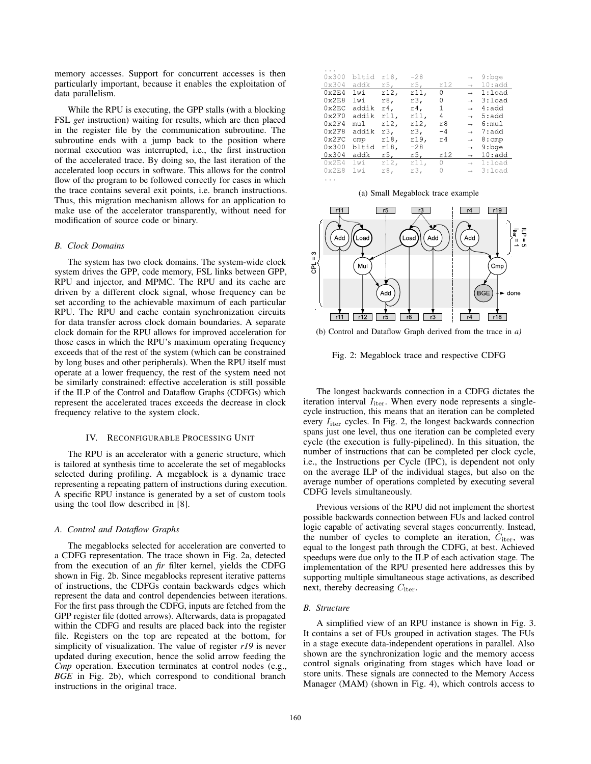memory accesses. Support for concurrent accesses is then particularly important, because it enables the exploitation of data parallelism.

While the RPU is executing, the GPP stalls (with a blocking FSL *get* instruction) waiting for results, which are then placed in the register file by the communication subroutine. The subroutine ends with a jump back to the position where normal execution was interrupted, i.e., the first instruction of the accelerated trace. By doing so, the last iteration of the accelerated loop occurs in software. This allows for the control flow of the program to be followed correctly for cases in which the trace contains several exit points, i.e. branch instructions. Thus, this migration mechanism allows for an application to make use of the accelerator transparently, without need for modification of source code or binary.

### *B. Clock Domains*

The system has two clock domains. The system-wide clock system drives the GPP, code memory, FSL links between GPP, RPU and injector, and MPMC. The RPU and its cache are driven by a different clock signal, whose frequency can be set according to the achievable maximum of each particular RPU. The RPU and cache contain synchronization circuits for data transfer across clock domain boundaries. A separate clock domain for the RPU allows for improved acceleration for those cases in which the RPU's maximum operating frequency exceeds that of the rest of the system (which can be constrained by long buses and other peripherals). When the RPU itself must operate at a lower frequency, the rest of the system need not be similarly constrained: effective acceleration is still possible if the ILP of the Control and Dataflow Graphs (CDFGs) which represent the accelerated traces exceeds the decrease in clock frequency relative to the system clock.

## IV. Reconfigurable Processing Unit

The RPU is an accelerator with a generic structure, which is tailored at synthesis time to accelerate the set of megablocks selected during profiling. A megablock is a dynamic trace representing a repeating pattern of instructions during execution. A specific RPU instance is generated by a set of custom tools using the tool flow described in [8].

### *A. Control and Dataflow Graphs*

The megablocks selected for acceleration are converted to a CDFG representation. The trace shown in Fig. 2a, detected from the execution of an *fir* filter kernel, yields the CDFG shown in Fig. 2b. Since megablocks represent iterative patterns of instructions, the CDFGs contain backwards edges which represent the data and control dependencies between iterations. For the first pass through the CDFG, inputs are fetched from the GPP register file (dotted arrows). Afterwards, data is propagated within the CDFG and results are placed back into the register file. Registers on the top are repeated at the bottom, for simplicity of visualization. The value of register *r19* is never updated during execution, hence the solid arrow feeding the *Cmp* operation. Execution terminates at control nodes (e.g., *BGE* in Fig. 2b), which correspond to conditional branch instructions in the original trace.

```
...
0x300  bltid  r18,   -28          →  9:bge
0x304  addk   r5,    r5,    r12   →  10:add
0x2E4  lwi    r12,   r11,   0     →  1:load
0x2E8  lwi    r8,    r3,    0     →  3:load
0x2EC  addik  r4,    r4,    1     →  4:add
0x2F0  addik  r11,   r11,   4     →  5:add
0x2F4  mul    r12,   r12,   r8    →  6:mul
0x2F8  addik  r3,    r3,    -4    →  7:add
0x2FC  cmp    r18,   r19,   r4    →  8:cmp
0x300  bltid  r18,   -28          →  9:bge
0x304  addk   r5,    r5,    r12   →  10:add
0x2E4  lwi    r12,   r11,   0     →  1:load
0x2E8  lwi    r8,    r3,    0     →  3:load
...
```

(a) Small Megablock trace example

r11 r5 r3 r4 r19

Add Load Load Add Add

Mul Cmp

Add BGE done

r11 r12 r5 r8 r3 r4 r18

CPL = 3

ILP = 5

$I_{iter}$ = 1

(b) Control and Dataflow Graph derived from the trace in *a)*

Fig. 2: Megablock trace and respective CDFG

The longest backwards connection in a CDFG dictates the iteration interval $I_{\text{iter}}$. When every node represents a single-cycle instruction, this means that an iteration can be completed every $I_{\text{iter}}$ cycles. In Fig. 2, the longest backwards connection spans just one level, thus one iteration can be completed every cycle (the execution is fully-pipelined). In this situation, the number of instructions that can be completed per clock cycle, i.e., the Instructions per Cycle (IPC), is dependent not only on the average ILP of the individual stages, but also on the average number of operations completed by executing several CDFG levels simultaneously.

Previous versions of the RPU did not implement the shortest possible backwards connection between FUs and lacked control logic capable of activating several stages concurrently. Instead, the number of cycles to complete an iteration, $C_{\text{iter}}$, was equal to the longest path through the CDFG, at best. Achieved speedups were due only to the ILP of each activation stage. The implementation of the RPU presented here addresses this by supporting multiple simultaneous stage activations, as described next, thereby decreasing $C_{\text{iter}}$.

### *B. Structure*

A simplified view of an RPU instance is shown in Fig. 3. It contains a set of FUs grouped in activation stages. The FUs in a stage execute data-independent operations in parallel. Also shown are the synchronization logic and the memory access control signals originating from stages which have load or store units. These signals are connected to the Memory Access Manager (MAM) (shown in Fig. 4), which controls access to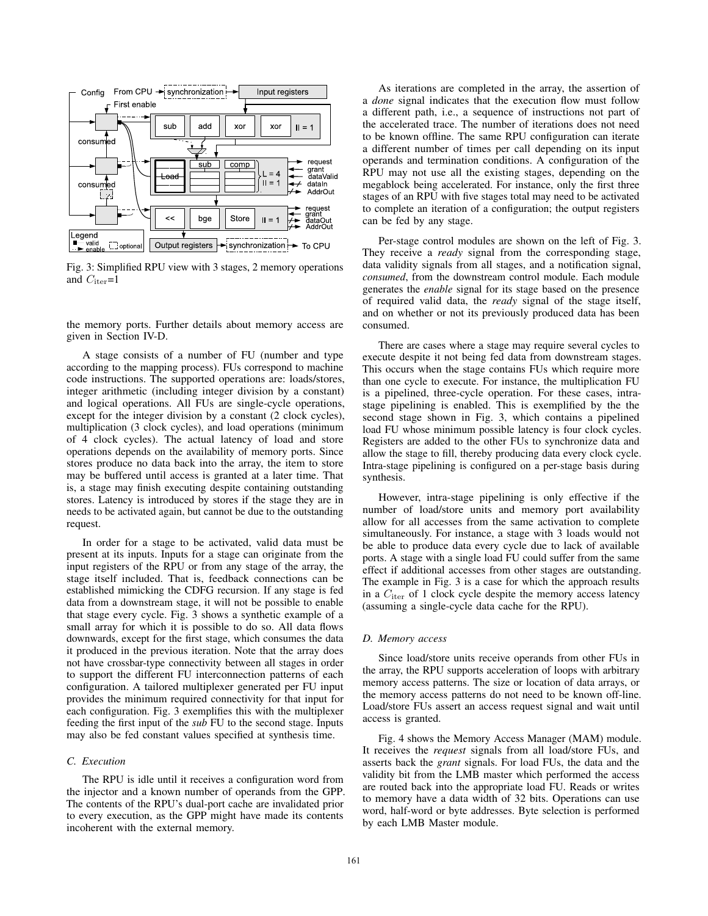Config From CPU synchronization Input registers

First enable

sub add xor xor II = 1

consumed

sub comp

Load L = 4 II = 1

request grant dataValid dataIn AddrOut

consumed

<< bge Store II = 1

request grant dataOut AddrOut

Legend valid enable optional

Output registers synchronization To CPU

Fig. 3: Simplified RPU view with 3 stages, 2 memory operations and $C_{\text{iter}}$=1

the memory ports. Further details about memory access are given in Section IV-D.

A stage consists of a number of FU (number and type according to the mapping process). FUs correspond to machine code instructions. The supported operations are: loads/stores, integer arithmetic (including integer division by a constant) and logical operations. All FUs are single-cycle operations, except for the integer division by a constant (2 clock cycles), multiplication (3 clock cycles), and load operations (minimum of 4 clock cycles). The actual latency of load and store operations depends on the availability of memory ports. Since stores produce no data back into the array, the item to store may be buffered until access is granted at a later time. That is, a stage may finish executing despite containing outstanding stores. Latency is introduced by stores if the stage they are in needs to be activated again, but cannot be due to the outstanding request.

In order for a stage to be activated, valid data must be present at its inputs. Inputs for a stage can originate from the input registers of the RPU or from any stage of the array, the stage itself included. That is, feedback connections can be established mimicking the CDFG recursion. If any stage is fed data from a downstream stage, it will not be possible to enable that stage every cycle. Fig. 3 shows a synthetic example of a small array for which it is possible to do so. All data flows downwards, except for the first stage, which consumes the data it produced in the previous iteration. Note that the array does not have crossbar-type connectivity between all stages in order to support the different FU interconnection patterns of each configuration. A tailored multiplexer generated per FU input provides the minimum required connectivity for that input for each configuration. Fig. 3 exemplifies this with the multiplexer feeding the first input of the *sub* FU to the second stage. Inputs may also be fed constant values specified at synthesis time.

### C. Execution

The RPU is idle until it receives a configuration word from the injector and a known number of operands from the GPP. The contents of the RPU's dual-port cache are invalidated prior to every execution, as the GPP might have made its contents incoherent with the external memory.

As iterations are completed in the array, the assertion of a *done* signal indicates that the execution flow must follow a different path, i.e., a sequence of instructions not part of the accelerated trace. The number of iterations does not need to be known offline. The same RPU configuration can iterate a different number of times per call depending on its input operands and termination conditions. A configuration of the RPU may not use all the existing stages, depending on the megablock being accelerated. For instance, only the first three stages of an RPU with five stages total may need to be activated to complete an iteration of a configuration; the output registers can be fed by any stage.

Per-stage control modules are shown on the left of Fig. 3. They receive a *ready* signal from the corresponding stage, data validity signals from all stages, and a notification signal, *consumed*, from the downstream control module. Each module generates the *enable* signal for its stage based on the presence of required valid data, the *ready* signal of the stage itself, and on whether or not its previously produced data has been consumed.

There are cases where a stage may require several cycles to execute despite it not being fed data from downstream stages. This occurs when the stage contains FUs which require more than one cycle to execute. For instance, the multiplication FU is a pipelined, three-cycle operation. For these cases, intra-stage pipelining is enabled. This is exemplified by the the second stage shown in Fig. 3, which contains a pipelined load FU whose minimum possible latency is four clock cycles. Registers are added to the other FUs to synchronize data and allow the stage to fill, thereby producing data every clock cycle. Intra-stage pipelining is configured on a per-stage basis during synthesis.

However, intra-stage pipelining is only effective if the number of load/store units and memory port availability allow for all accesses from the same activation to complete simultaneously. For instance, a stage with 3 loads would not be able to produce data every cycle due to lack of available ports. A stage with a single load FU could suffer from the same effect if additional accesses from other stages are outstanding. The example in Fig. 3 is a case for which the approach results in a $C_{\text{iter}}$ of 1 clock cycle despite the memory access latency (assuming a single-cycle data cache for the RPU).

### D. Memory access

Since load/store units receive operands from other FUs in the array, the RPU supports acceleration of loops with arbitrary memory access patterns. The size or location of data arrays, or the memory access patterns do not need to be known off-line. Load/store FUs assert an access request signal and wait until access is granted.

Fig. 4 shows the Memory Access Manager (MAM) module. It receives the *request* signals from all load/store FUs, and asserts back the *grant* signals. For load FUs, the data and the validity bit from the LMB master which performed the access are routed back into the appropriate load FU. Reads or writes to memory have a data width of 32 bits. Operations can use word, half-word or byte addresses. Byte selection is performed by each LMB Master module.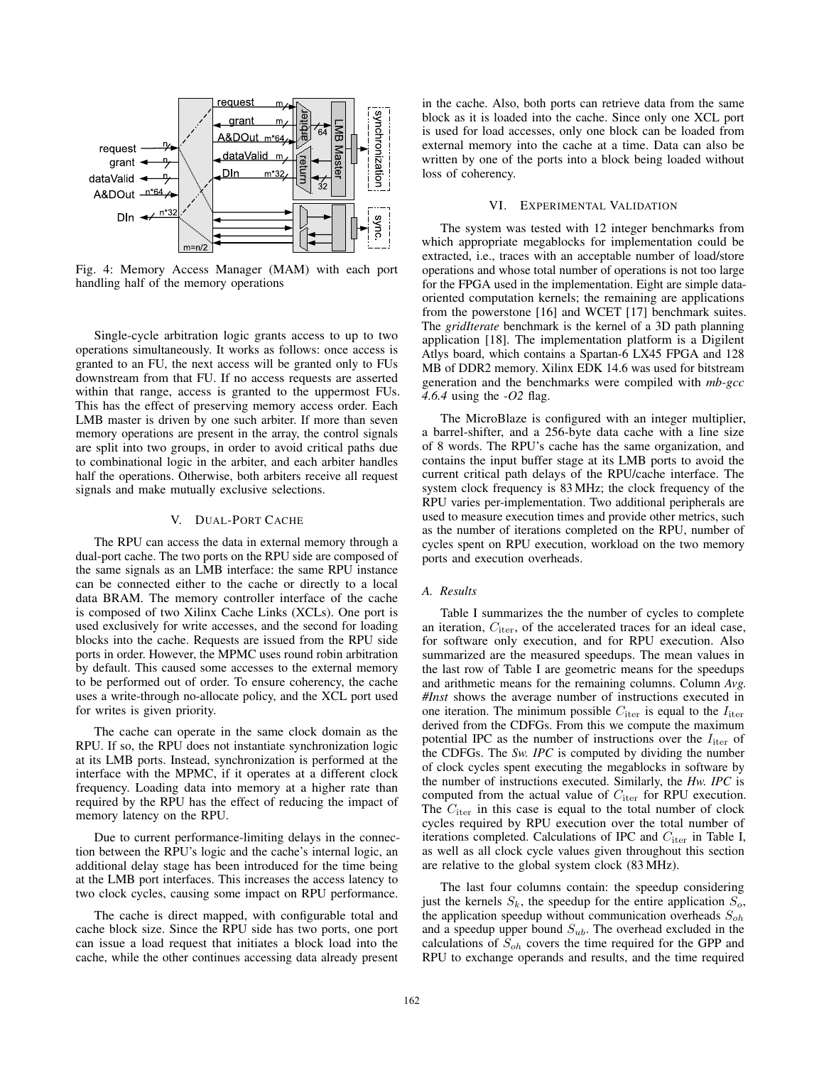request
grant
dataValid
A&DOut
DIn
request
grant
A&DOut
dataValid
DIn
m
m
m*64
m
m*32
n
n
n
n*64
n*32
64
32
arbiter
return
LMB Master
synchronization
sync.
m=n/2

Fig. 4: Memory Access Manager (MAM) with each port handling half of the memory operations

Single-cycle arbitration logic grants access to up to two operations simultaneously. It works as follows: once access is granted to an FU, the next access will be granted only to FUs downstream from that FU. If no access requests are asserted within that range, access is granted to the uppermost FUs. This has the effect of preserving memory access order. Each LMB master is driven by one such arbiter. If more than seven memory operations are present in the array, the control signals are split into two groups, in order to avoid critical paths due to combinational logic in the arbiter, and each arbiter handles half the operations. Otherwise, both arbiters receive all request signals and make mutually exclusive selections.

## V. Dual-Port Cache

The RPU can access the data in external memory through a dual-port cache. The two ports on the RPU side are composed of the same signals as an LMB interface: the same RPU instance can be connected either to the cache or directly to a local data BRAM. The memory controller interface of the cache is composed of two Xilinx Cache Links (XCLs). One port is used exclusively for write accesses, and the second for loading blocks into the cache. Requests are issued from the RPU side ports in order. However, the MPMC uses round robin arbitration by default. This caused some accesses to the external memory to be performed out of order. To ensure coherency, the cache uses a write-through no-allocate policy, and the XCL port used for writes is given priority.

The cache can operate in the same clock domain as the RPU. If so, the RPU does not instantiate synchronization logic at its LMB ports. Instead, synchronization is performed at the interface with the MPMC, if it operates at a different clock frequency. Loading data into memory at a higher rate than required by the RPU has the effect of reducing the impact of memory latency on the RPU.

Due to current performance-limiting delays in the connection between the RPU's logic and the cache's internal logic, an additional delay stage has been introduced for the time being at the LMB port interfaces. This increases the access latency to two clock cycles, causing some impact on RPU performance.

The cache is direct mapped, with configurable total and cache block size. Since the RPU side has two ports, one port can issue a load request that initiates a block load into the cache, while the other continues accessing data already present in the cache. Also, both ports can retrieve data from the same block as it is loaded into the cache. Since only one XCL port is used for load accesses, only one block can be loaded from external memory into the cache at a time. Data can also be written by one of the ports into a block being loaded without loss of coherency.

## VI. Experimental Validation

The system was tested with 12 integer benchmarks from which appropriate megablocks for implementation could be extracted, i.e., traces with an acceptable number of load/store operations and whose total number of operations is not too large for the FPGA used in the implementation. Eight are simple data-oriented computation kernels; the remaining are applications from the powerstone [16] and WCET [17] benchmark suites. The *gridIterate* benchmark is the kernel of a 3D path planning application [18]. The implementation platform is a Digilent Atlys board, which contains a Spartan-6 LX45 FPGA and 128 MB of DDR2 memory. Xilinx EDK 14.6 was used for bitstream generation and the benchmarks were compiled with *mb-gcc 4.6.4* using the *-O2* flag.

The MicroBlaze is configured with an integer multiplier, a barrel-shifter, and a 256-byte data cache with a line size of 8 words. The RPU's cache has the same organization, and contains the input buffer stage at its LMB ports to avoid the current critical path delays of the RPU/cache interface. The system clock frequency is 83 MHz; the clock frequency of the RPU varies per-implementation. Two additional peripherals are used to measure execution times and provide other metrics, such as the number of iterations completed on the RPU, number of cycles spent on RPU execution, workload on the two memory ports and execution overheads.

### A. Results

Table I summarizes the the number of cycles to complete an iteration, $C_{\text{iter}}$, of the accelerated traces for an ideal case, for software only execution, and for RPU execution. Also summarized are the measured speedups. The mean values in the last row of Table I are geometric means for the speedups and arithmetic means for the remaining columns. Column *Avg. #Inst* shows the average number of instructions executed in one iteration. The minimum possible $C_{\text{iter}}$ is equal to the $I_{\text{iter}}$ derived from the CDFGs. From this we compute the maximum potential IPC as the number of instructions over the $I_{\text{iter}}$ of the CDFGs. The *Sw. IPC* is computed by dividing the number of clock cycles spent executing the megablocks in software by the number of instructions executed. Similarly, the *Hw. IPC* is computed from the actual value of $C_{\text{iter}}$ for RPU execution. The $C_{\text{iter}}$ in this case is equal to the total number of clock cycles required by RPU execution over the total number of iterations completed. Calculations of IPC and $C_{\text{iter}}$ in Table I, as well as all clock cycle values given throughout this section are relative to the global system clock (83 MHz).

The last four columns contain: the speedup considering just the kernels $S_k$, the speedup for the entire application $S_o$, the application speedup without communication overheads $S_{oh}$ and a speedup upper bound $S_{ub}$. The overhead excluded in the calculations of $S_{oh}$ covers the time required for the GPP and RPU to exchange operands and results, and the time required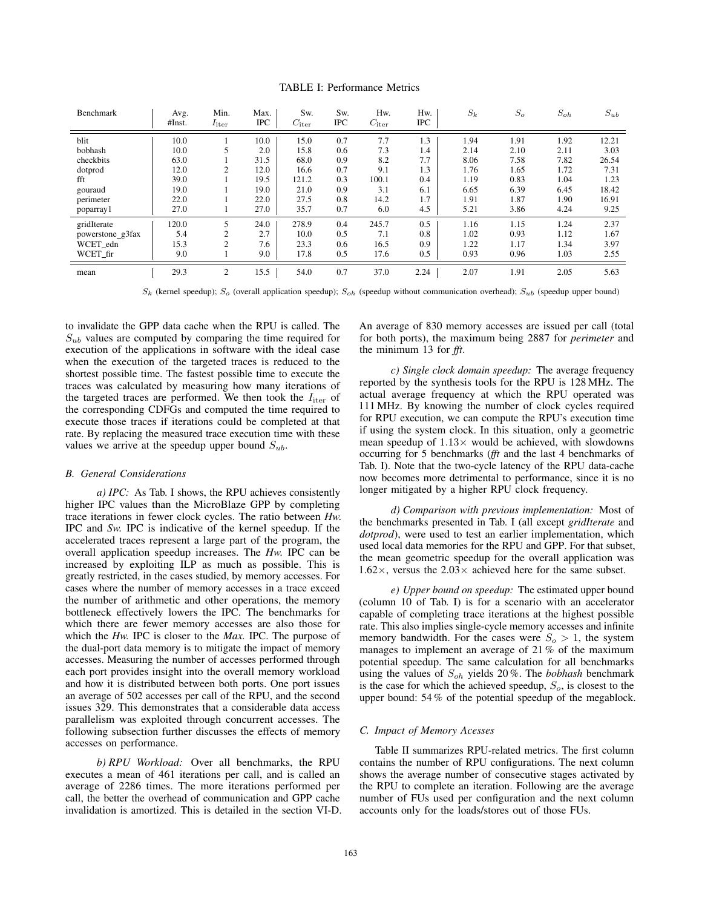TABLE I: Performance Metrics

| Benchmark | Avg. #Inst. | Min. $I_{\text{iter}}$ | Max. IPC | Sw. $C_{\text{iter}}$ | Sw. IPC | Hw. $C_{\text{iter}}$ | Hw. IPC | $S_k$ | $S_o$ | $S_{oh}$ | $S_{ub}$ |
|---|---|---|---|---|---|---|---|---|---|---|---|
| blit | 10.0 | 1 | 10.0 | 15.0 | 0.7 | 7.7 | 1.3 | 1.94 | 1.91 | 1.92 | 12.21 |
| bobhash | 10.0 | 5 | 2.0 | 15.8 | 0.6 | 7.3 | 1.4 | 2.14 | 2.10 | 2.11 | 3.03 |
| checkbits | 63.0 | 1 | 31.5 | 68.0 | 0.9 | 8.2 | 7.7 | 8.06 | 7.58 | 7.82 | 26.54 |
| dotprod | 12.0 | 2 | 12.0 | 16.6 | 0.7 | 9.1 | 1.3 | 1.76 | 1.65 | 1.72 | 7.31 |
| fft | 39.0 | 1 | 19.5 | 121.2 | 0.3 | 100.1 | 0.4 | 1.19 | 0.83 | 1.04 | 1.23 |
| gouraud | 19.0 | 1 | 19.0 | 21.0 | 0.9 | 3.1 | 6.1 | 6.65 | 6.39 | 6.45 | 18.42 |
| perimeter | 22.0 | 1 | 22.0 | 27.5 | 0.8 | 14.2 | 1.7 | 1.91 | 1.87 | 1.90 | 16.91 |
| poparray1 | 27.0 | 1 | 27.0 | 35.7 | 0.7 | 6.0 | 4.5 | 5.21 | 3.86 | 4.24 | 9.25 |
| gridIterate | 120.0 | 5 | 24.0 | 278.9 | 0.4 | 245.7 | 0.5 | 1.16 | 1.15 | 1.24 | 2.37 |
| powerstone_g3fax | 5.4 | 2 | 2.7 | 10.0 | 0.5 | 7.1 | 0.8 | 1.02 | 0.93 | 1.12 | 1.67 |
| WCET_edn | 15.3 | 2 | 7.6 | 23.3 | 0.6 | 16.5 | 0.9 | 1.22 | 1.17 | 1.34 | 3.97 |
| WCET_fir | 9.0 | 1 | 9.0 | 17.8 | 0.5 | 17.6 | 0.5 | 0.93 | 0.96 | 1.03 | 2.55 |
| mean | 29.3 | 2 | 15.5 | 54.0 | 0.7 | 37.0 | 2.24 | 2.07 | 1.91 | 2.05 | 5.63 |

$S_k$ (kernel speedup); $S_o$ (overall application speedup); $S_{oh}$ (speedup without communication overhead); $S_{ub}$ (speedup upper bound)

to invalidate the GPP data cache when the RPU is called. The $S_{ub}$ values are computed by comparing the time required for execution of the applications in software with the ideal case when the execution of the targeted traces is reduced to the shortest possible time. The fastest possible time to execute the traces was calculated by measuring how many iterations of the targeted traces are performed. We then took the $I_{\text{iter}}$ of the corresponding CDFGs and computed the time required to execute those traces if iterations could be completed at that rate. By replacing the measured trace execution time with these values we arrive at the speedup upper bound $S_{ub}$.

### B. General Considerations

*a) IPC:* As Tab. I shows, the RPU achieves consistently higher IPC values than the MicroBlaze GPP by completing trace iterations in fewer clock cycles. The ratio between *Hw.* IPC and *Sw.* IPC is indicative of the kernel speedup. If the accelerated traces represent a large part of the program, the overall application speedup increases. The *Hw.* IPC can be increased by exploiting ILP as much as possible. This is greatly restricted, in the cases studied, by memory accesses. For cases where the number of memory accesses in a trace exceed the number of arithmetic and other operations, the memory bottleneck effectively lowers the IPC. The benchmarks for which there are fewer memory accesses are also those for which the *Hw.* IPC is closer to the *Max.* IPC. The purpose of the dual-port data memory is to mitigate the impact of memory accesses. Measuring the number of accesses performed through each port provides insight into the overall memory workload and how it is distributed between both ports. One port issues an average of 502 accesses per call of the RPU, and the second issues 329. This demonstrates that a considerable data access parallelism was exploited through concurrent accesses. The following subsection further discusses the effects of memory accesses on performance.

*b) RPU Workload:* Over all benchmarks, the RPU executes a mean of 461 iterations per call, and is called an average of 2286 times. The more iterations performed per call, the better the overhead of communication and GPP cache invalidation is amortized. This is detailed in the section VI-D. An average of 830 memory accesses are issued per call (total for both ports), the maximum being 2887 for *perimeter* and the minimum 13 for *fft*.

*c) Single clock domain speedup:* The average frequency reported by the synthesis tools for the RPU is 128 MHz. The actual average frequency at which the RPU operated was 111 MHz. By knowing the number of clock cycles required for RPU execution, we can compute the RPU's execution time if using the system clock. In this situation, only a geometric mean speedup of 1.13× would be achieved, with slowdowns occurring for 5 benchmarks (*fft* and the last 4 benchmarks of Tab. I). Note that the two-cycle latency of the RPU data-cache now becomes more detrimental to performance, since it is no longer mitigated by a higher RPU clock frequency.

*d) Comparison with previous implementation:* Most of the benchmarks presented in Tab. I (all except *gridIterate* and *dotprod*), were used to test an earlier implementation, which used local data memories for the RPU and GPP. For that subset, the mean geometric speedup for the overall application was 1.62×, versus the 2.03× achieved here for the same subset.

*e) Upper bound on speedup:* The estimated upper bound (column 10 of Tab. I) is for a scenario with an accelerator capable of completing trace iterations at the highest possible rate. This also implies single-cycle memory accesses and infinite memory bandwidth. For the cases were $S_o > 1$, the system manages to implement an average of 21 % of the maximum potential speedup. The same calculation for all benchmarks using the values of $S_{oh}$ yields 20 %. The *bobhash* benchmark is the case for which the achieved speedup, $S_o$, is closest to the upper bound: 54 % of the potential speedup of the megablock.

### C. Impact of Memory Acesses

Table II summarizes RPU-related metrics. The first column contains the number of RPU configurations. The next column shows the average number of consecutive stages activated by the RPU to complete an iteration. Following are the average number of FUs used per configuration and the next column accounts only for the loads/stores out of those FUs.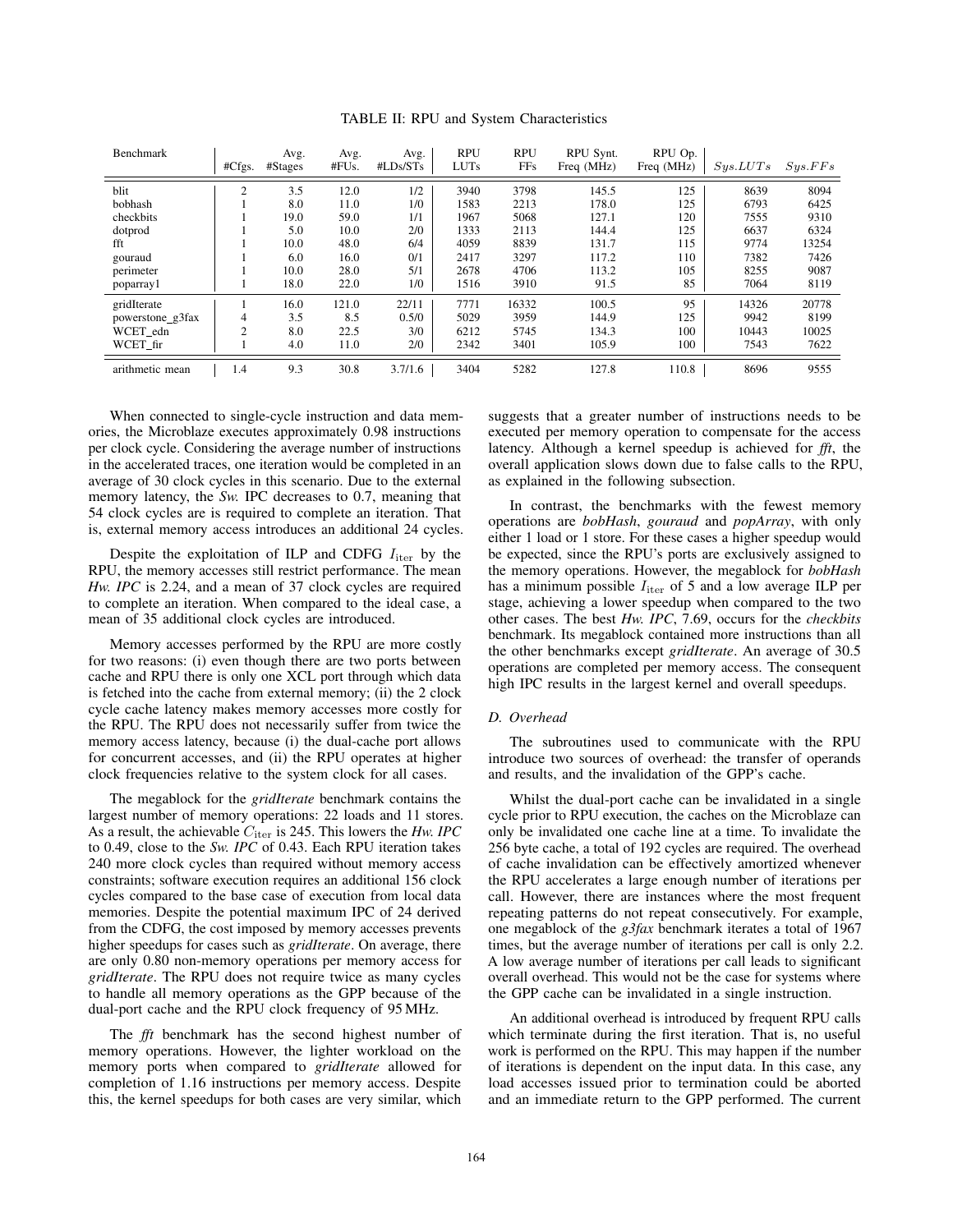TABLE II: RPU and System Characteristics

| Benchmark | #Cfgs. | Avg. #Stages | Avg. #FUs. | Avg. #LDs/STs | RPU LUTs | RPU FFs | RPU Synt. Freq (MHz) | RPU Op. Freq (MHz) | $Sys.LUTs$ | $Sys.FFs$ |
|---|---|---|---|---|---|---|---|---|---|---|
| blit | 2 | 3.5 | 12.0 | 1/2 | 3940 | 3798 | 145.5 | 125 | 8639 | 8094 |
| bobhash | 1 | 8.0 | 11.0 | 1/0 | 1583 | 2213 | 178.0 | 125 | 6793 | 6425 |
| checkbits | 1 | 19.0 | 59.0 | 1/1 | 1967 | 5068 | 127.1 | 120 | 7555 | 9310 |
| dotprod | 1 | 5.0 | 10.0 | 2/0 | 1333 | 2113 | 144.4 | 125 | 6637 | 6324 |
| fft | 1 | 10.0 | 48.0 | 6/4 | 4059 | 8839 | 131.7 | 115 | 9774 | 13254 |
| gouraud | 1 | 6.0 | 16.0 | 0/1 | 2417 | 3297 | 117.2 | 110 | 7382 | 7426 |
| perimeter | 1 | 10.0 | 28.0 | 5/1 | 2678 | 4706 | 113.2 | 105 | 8255 | 9087 |
| poparray1 | 1 | 18.0 | 22.0 | 1/0 | 1516 | 3910 | 91.5 | 85 | 7064 | 8119 |
| gridIterate | 1 | 16.0 | 121.0 | 22/11 | 7771 | 16332 | 100.5 | 95 | 14326 | 20778 |
| powerstone_g3fax | 4 | 3.5 | 8.5 | 0.5/0 | 5029 | 3959 | 144.9 | 125 | 9942 | 8199 |
| WCET_edn | 2 | 8.0 | 22.5 | 3/0 | 6212 | 5745 | 134.3 | 100 | 10443 | 10025 |
| WCET_fir | 1 | 4.0 | 11.0 | 2/0 | 2342 | 3401 | 105.9 | 100 | 7543 | 7622 |
| arithmetic mean | 1.4 | 9.3 | 30.8 | 3.7/1.6 | 3404 | 5282 | 127.8 | 110.8 | 8696 | 9555 |

When connected to single-cycle instruction and data memories, the Microblaze executes approximately 0.98 instructions per clock cycle. Considering the average number of instructions in the accelerated traces, one iteration would be completed in an average of 30 clock cycles in this scenario. Due to the external memory latency, the *Sw.* IPC decreases to 0.7, meaning that 54 clock cycles are is required to complete an iteration. That is, external memory access introduces an additional 24 cycles.

Despite the exploitation of ILP and CDFG $I_{\text{iter}}$ by the RPU, the memory accesses still restrict performance. The mean *Hw. IPC* is 2.24, and a mean of 37 clock cycles are required to complete an iteration. When compared to the ideal case, a mean of 35 additional clock cycles are introduced.

Memory accesses performed by the RPU are more costly for two reasons: (i) even though there are two ports between cache and RPU there is only one XCL port through which data is fetched into the cache from external memory; (ii) the 2 clock cycle cache latency makes memory accesses more costly for the RPU. The RPU does not necessarily suffer from twice the memory access latency, because (i) the dual-cache port allows for concurrent accesses, and (ii) the RPU operates at higher clock frequencies relative to the system clock for all cases.

The megablock for the *gridIterate* benchmark contains the largest number of memory operations: 22 loads and 11 stores. As a result, the achievable $C_{\text{iter}}$ is 245. This lowers the *Hw. IPC* to 0.49, close to the *Sw. IPC* of 0.43. Each RPU iteration takes 240 more clock cycles than required without memory access constraints; software execution requires an additional 156 clock cycles compared to the base case of execution from local data memories. Despite the potential maximum IPC of 24 derived from the CDFG, the cost imposed by memory accesses prevents higher speedups for cases such as *gridIterate*. On average, there are only 0.80 non-memory operations per memory access for *gridIterate*. The RPU does not require twice as many cycles to handle all memory operations as the GPP because of the dual-port cache and the RPU clock frequency of 95 MHz.

The *fft* benchmark has the second highest number of memory operations. However, the lighter workload on the memory ports when compared to *gridIterate* allowed for completion of 1.16 instructions per memory access. Despite this, the kernel speedups for both cases are very similar, which suggests that a greater number of instructions needs to be executed per memory operation to compensate for the access latency. Although a kernel speedup is achieved for *fft*, the overall application slows down due to false calls to the RPU, as explained in the following subsection.

In contrast, the benchmarks with the fewest memory operations are *bobHash*, *gouraud* and *popArray*, with only either 1 load or 1 store. For these cases a higher speedup would be expected, since the RPU's ports are exclusively assigned to the memory operations. However, the megablock for *bobHash* has a minimum possible $I_{\text{iter}}$ of 5 and a low average ILP per stage, achieving a lower speedup when compared to the two other cases. The best *Hw. IPC*, 7.69, occurs for the *checkbits* benchmark. Its megablock contained more instructions than all the other benchmarks except *gridIterate*. An average of 30.5 operations are completed per memory access. The consequent high IPC results in the largest kernel and overall speedups.

### D. Overhead

The subroutines used to communicate with the RPU introduce two sources of overhead: the transfer of operands and results, and the invalidation of the GPP's cache.

Whilst the dual-port cache can be invalidated in a single cycle prior to RPU execution, the caches on the Microblaze can only be invalidated one cache line at a time. To invalidate the 256 byte cache, a total of 192 cycles are required. The overhead of cache invalidation can be effectively amortized whenever the RPU accelerates a large enough number of iterations per call. However, there are instances where the most frequent repeating patterns do not repeat consecutively. For example, one megablock of the *g3fax* benchmark iterates a total of 1967 times, but the average number of iterations per call is only 2.2. A low average number of iterations per call leads to significant overall overhead. This would not be the case for systems where the GPP cache can be invalidated in a single instruction.

An additional overhead is introduced by frequent RPU calls which terminate during the first iteration. That is, no useful work is performed on the RPU. This may happen if the number of iterations is dependent on the input data. In this case, any load accesses issued prior to termination could be aborted and an immediate return to the GPP performed. The current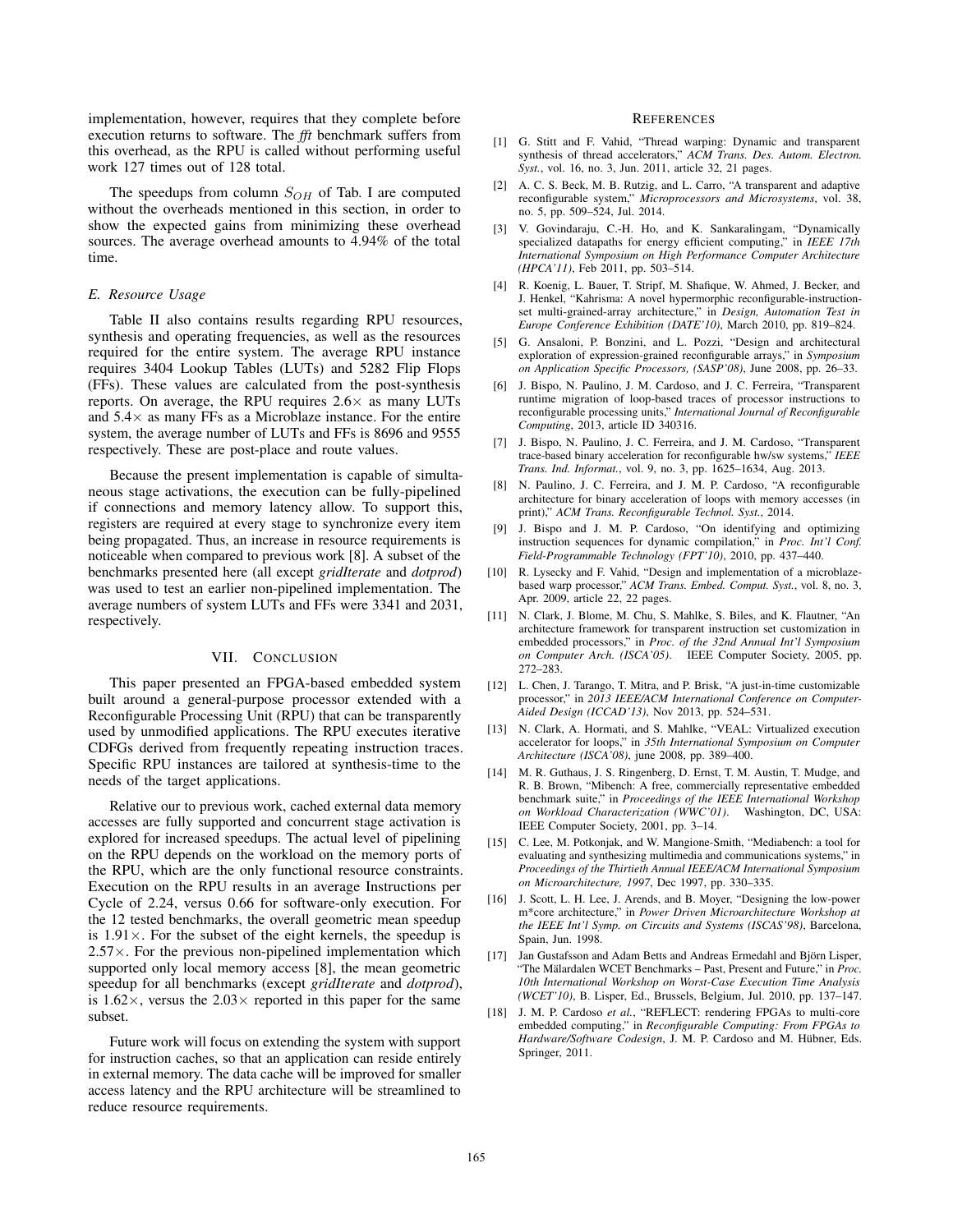implementation, however, requires that they complete before execution returns to software. The *fft* benchmark suffers from this overhead, as the RPU is called without performing useful work 127 times out of 128 total.

The speedups from column $S_{OH}$ of Tab. I are computed without the overheads mentioned in this section, in order to show the expected gains from minimizing these overhead sources. The average overhead amounts to 4.94% of the total time.

### *E. Resource Usage*

Table II also contains results regarding RPU resources, synthesis and operating frequencies, as well as the resources required for the entire system. The average RPU instance requires 3404 Lookup Tables (LUTs) and 5282 Flip Flops (FFs). These values are calculated from the post-synthesis reports. On average, the RPU requires 2.6× as many LUTs and 5.4× as many FFs as a Microblaze instance. For the entire system, the average number of LUTs and FFs is 8696 and 9555 respectively. These are post-place and route values.

Because the present implementation is capable of simultaneous stage activations, the execution can be fully-pipelined if connections and memory latency allow. To support this, registers are required at every stage to synchronize every item being propagated. Thus, an increase in resource requirements is noticeable when compared to previous work [8]. A subset of the benchmarks presented here (all except *gridIterate* and *dotprod*) was used to test an earlier non-pipelined implementation. The average numbers of system LUTs and FFs were 3341 and 2031, respectively.

## VII. Conclusion

This paper presented an FPGA-based embedded system built around a general-purpose processor extended with a Reconfigurable Processing Unit (RPU) that can be transparently used by unmodified applications. The RPU executes iterative CDFGs derived from frequently repeating instruction traces. Specific RPU instances are tailored at synthesis-time to the needs of the target applications.

Relative our to previous work, cached external data memory accesses are fully supported and concurrent stage activation is explored for increased speedups. The actual level of pipelining on the RPU depends on the workload on the memory ports of the RPU, which are the only functional resource constraints. Execution on the RPU results in an average Instructions per Cycle of 2.24, versus 0.66 for software-only execution. For the 12 tested benchmarks, the overall geometric mean speedup is 1.91×. For the subset of the eight kernels, the speedup is 2.57×. For the previous non-pipelined implementation which supported only local memory access [8], the mean geometric speedup for all benchmarks (except *gridIterate* and *dotprod*), is 1.62×, versus the 2.03× reported in this paper for the same subset.

Future work will focus on extending the system with support for instruction caches, so that an application can reside entirely in external memory. The data cache will be improved for smaller access latency and the RPU architecture will be streamlined to reduce resource requirements.

## References

[1] G. Stitt and F. Vahid, "Thread warping: Dynamic and transparent synthesis of thread accelerators," *ACM Trans. Des. Autom. Electron. Syst.*, vol. 16, no. 3, Jun. 2011, article 32, 21 pages.

[2] A. C. S. Beck, M. B. Rutzig, and L. Carro, "A transparent and adaptive reconfigurable system," *Microprocessors and Microsystems*, vol. 38, no. 5, pp. 509–524, Jul. 2014.

[3] V. Govindaraju, C.-H. Ho, and K. Sankaralingam, "Dynamically specialized datapaths for energy efficient computing," in *IEEE 17th International Symposium on High Performance Computer Architecture (HPCA'11)*, Feb 2011, pp. 503–514.

[4] R. Koenig, L. Bauer, T. Stripf, M. Shafique, W. Ahmed, J. Becker, and J. Henkel, "Kahrisma: A novel hypermorphic reconfigurable-instruction-set multi-grained-array architecture," in *Design, Automation Test in Europe Conference Exhibition (DATE'10)*, March 2010, pp. 819–824.

[5] G. Ansaloni, P. Bonzini, and L. Pozzi, "Design and architectural exploration of expression-grained reconfigurable arrays," in *Symposium on Application Specific Processors, (SASP'08)*, June 2008, pp. 26–33.

[6] J. Bispo, N. Paulino, J. M. Cardoso, and J. C. Ferreira, "Transparent runtime migration of loop-based traces of processor instructions to reconfigurable processing units," *International Journal of Reconfigurable Computing*, 2013, article ID 340316.

[7] J. Bispo, N. Paulino, J. C. Ferreira, and J. M. Cardoso, "Transparent trace-based binary acceleration for reconfigurable hw/sw systems," *IEEE Trans. Ind. Informat.*, vol. 9, no. 3, pp. 1625–1634, Aug. 2013.

[8] N. Paulino, J. C. Ferreira, and J. M. P. Cardoso, "A reconfigurable architecture for binary acceleration of loops with memory accesses (in print)," *ACM Trans. Reconfigurable Technol. Syst.*, 2014.

[9] J. Bispo and J. M. P. Cardoso, "On identifying and optimizing instruction sequences for dynamic compilation," in *Proc. Int'l Conf. Field-Programmable Technology (FPT'10)*, 2010, pp. 437–440.

[10] R. Lysecky and F. Vahid, "Design and implementation of a microblaze-based warp processor," *ACM Trans. Embed. Comput. Syst.*, vol. 8, no. 3, Apr. 2009, article 22, 22 pages.

[11] N. Clark, J. Blome, M. Chu, S. Mahlke, S. Biles, and K. Flautner, "An architecture framework for transparent instruction set customization in embedded processors," in *Proc. of the 32nd Annual Int'l Symposium on Computer Arch. (ISCA'05)*. IEEE Computer Society, 2005, pp. 272–283.

[12] L. Chen, J. Tarango, T. Mitra, and P. Brisk, "A just-in-time customizable processor," in *2013 IEEE/ACM International Conference on Computer-Aided Design (ICCAD'13)*, Nov 2013, pp. 524–531.

[13] N. Clark, A. Hormati, and S. Mahlke, "VEAL: Virtualized execution accelerator for loops," in *35th International Symposium on Computer Architecture (ISCA'08)*, june 2008, pp. 389–400.

[14] M. R. Guthaus, J. S. Ringenberg, D. Ernst, T. M. Austin, T. Mudge, and R. B. Brown, "Mibench: A free, commercially representative embedded benchmark suite," in *Proceedings of the IEEE International Workshop on Workload Characterization (WWC'01)*. Washington, DC, USA: IEEE Computer Society, 2001, pp. 3–14.

[15] C. Lee, M. Potkonjak, and W. Mangione-Smith, "Mediabench: a tool for evaluating and synthesizing multimedia and communications systems," in *Proceedings of the Thirtieth Annual IEEE/ACM International Symposium on Microarchitecture, 1997*, Dec 1997, pp. 330–335.

[16] J. Scott, L. H. Lee, J. Arends, and B. Moyer, "Designing the low-power m*core architecture," in *Power Driven Microarchitecture Workshop at the IEEE Int'l Symp. on Circuits and Systems (ISCAS'98)*, Barcelona, Spain, Jun. 1998.

[17] Jan Gustafsson and Adam Betts and Andreas Ermedahl and Björn Lisper, "The Mälardalen WCET Benchmarks – Past, Present and Future," in *Proc. 10th International Workshop on Worst-Case Execution Time Analysis (WCET'10)*, B. Lisper, Ed., Brussels, Belgium, Jul. 2010, pp. 137–147.

[18] J. M. P. Cardoso *et al.*, "REFLECT: rendering FPGAs to multi-core embedded computing," in *Reconfigurable Computing: From FPGAs to Hardware/Software Codesign*, J. M. P. Cardoso and M. Hübner, Eds. Springer, 2011.